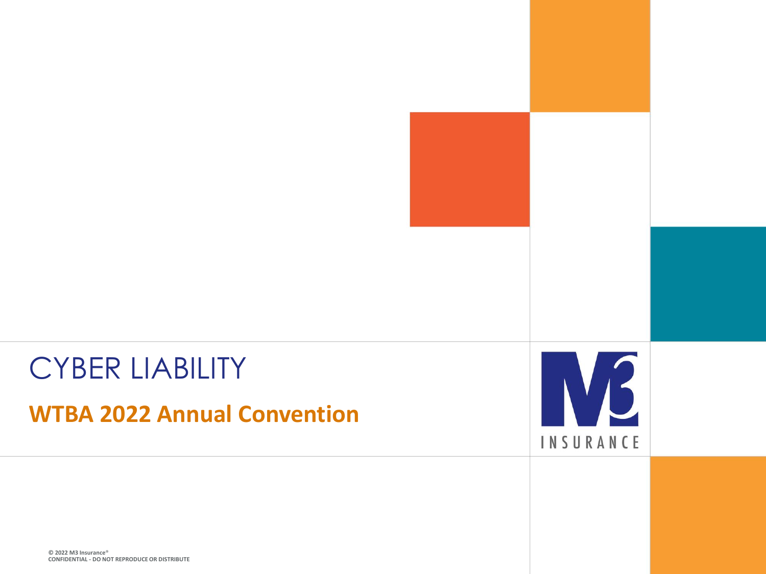# CYBER LIABILITY

## WTBA 2022 Annual Convention

M3 INSURANCE

© 2022 M3 Insurance®
CONFIDENTIAL - DO NOT REPRODUCE OR DISTRIBUTE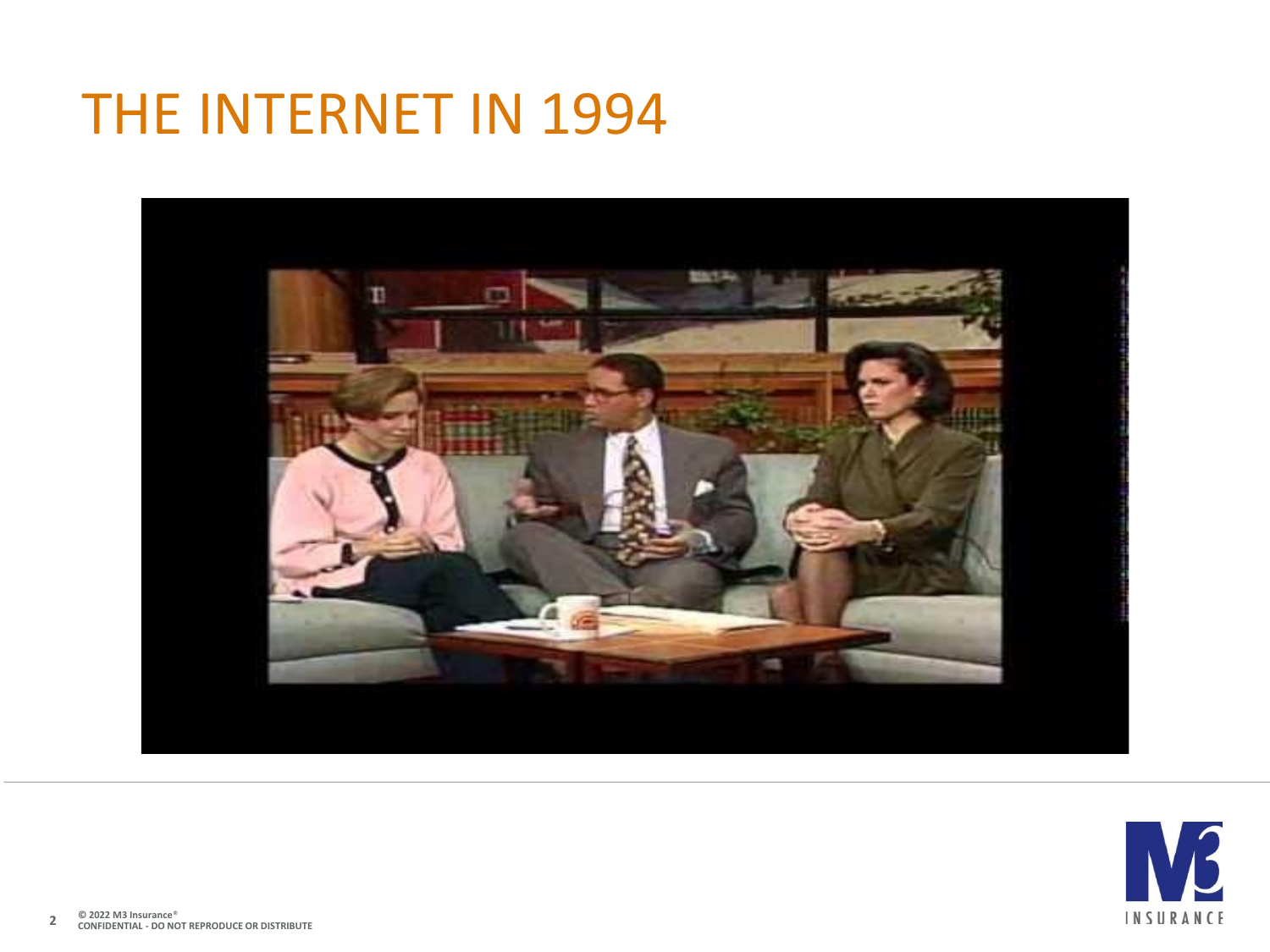# THE INTERNET IN 1994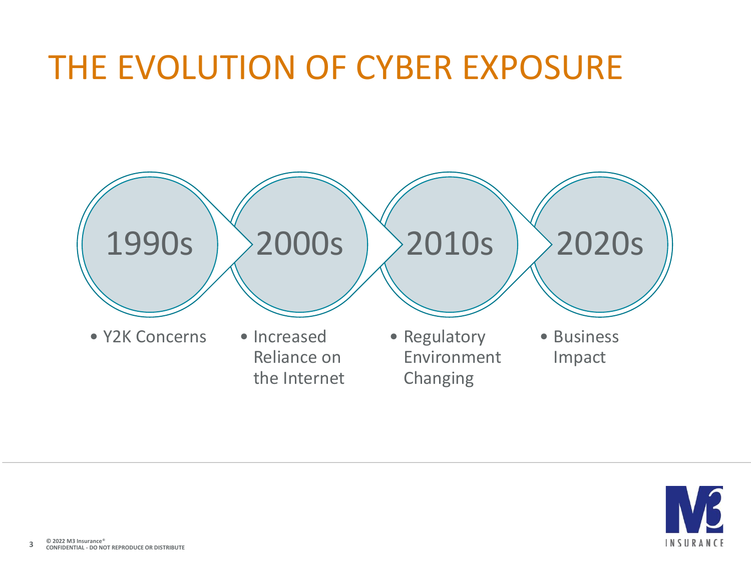# THE EVOLUTION OF CYBER EXPOSURE

**1990s**
- Y2K Concerns

**2000s**
- Increased Reliance on the Internet

**2010s**
- Regulatory Environment Changing

**2020s**
- Business Impact

© 2022 M3 Insurance®
CONFIDENTIAL - DO NOT REPRODUCE OR DISTRIBUTE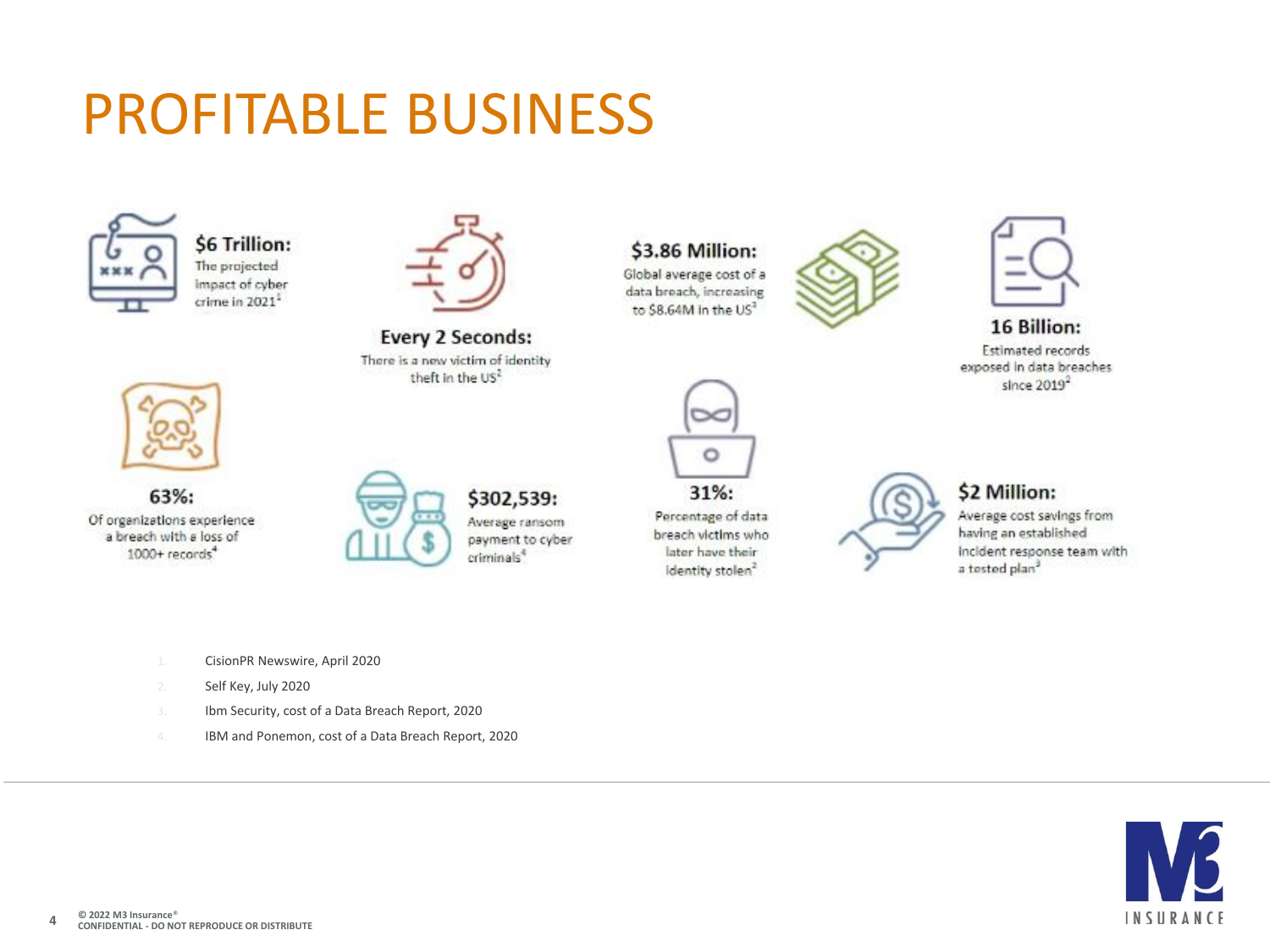# PROFITABLE BUSINESS

**$6 Trillion:** The projected impact of cyber crime in 2021[1]

**Every 2 Seconds:** There is a new victim of identity theft in the US[2]

**$3.86 Million:** Global average cost of a data breach, increasing to $8.64M in the US[3]

**16 Billion:** Estimated records exposed in data breaches since 2019[2]

**63%:** Of organizations experience a breach with a loss of 1000+ records[4]

**$302,539:** Average ransom payment to cyber criminals[4]

**31%:** Percentage of data breach victims who later have their identity stolen[2]

**$2 Million:** Average cost savings from having an established incident response team with a tested plan[3]

1. CisionPR Newswire, April 2020
2. Self Key, July 2020
3. Ibm Security, cost of a Data Breach Report, 2020
4. IBM and Ponemon, cost of a Data Breach Report, 2020

© 2022 M3 Insurance®
CONFIDENTIAL - DO NOT REPRODUCE OR DISTRIBUTE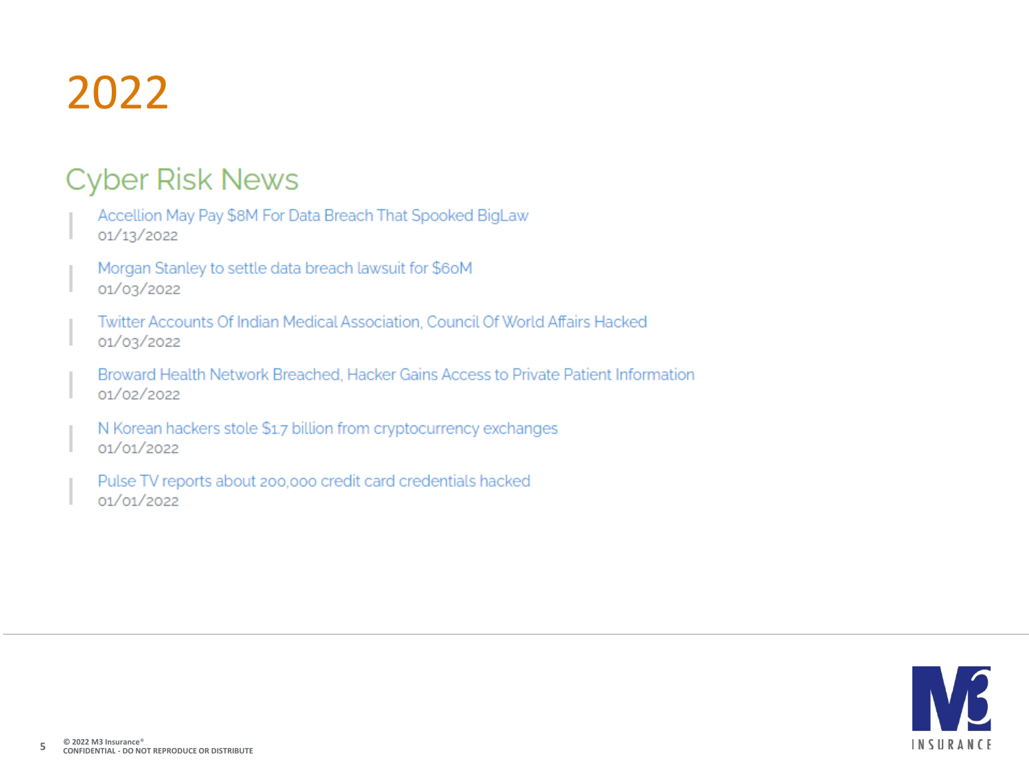# 2022

## Cyber Risk News

Accellion May Pay $8M For Data Breach That Spooked BigLaw
01/13/2022

Morgan Stanley to settle data breach lawsuit for $60M
01/03/2022

Twitter Accounts Of Indian Medical Association, Council Of World Affairs Hacked
01/03/2022

Broward Health Network Breached, Hacker Gains Access to Private Patient Information
01/02/2022

N Korean hackers stole $1.7 billion from cryptocurrency exchanges
01/01/2022

Pulse TV reports about 200,000 credit card credentials hacked
01/01/2022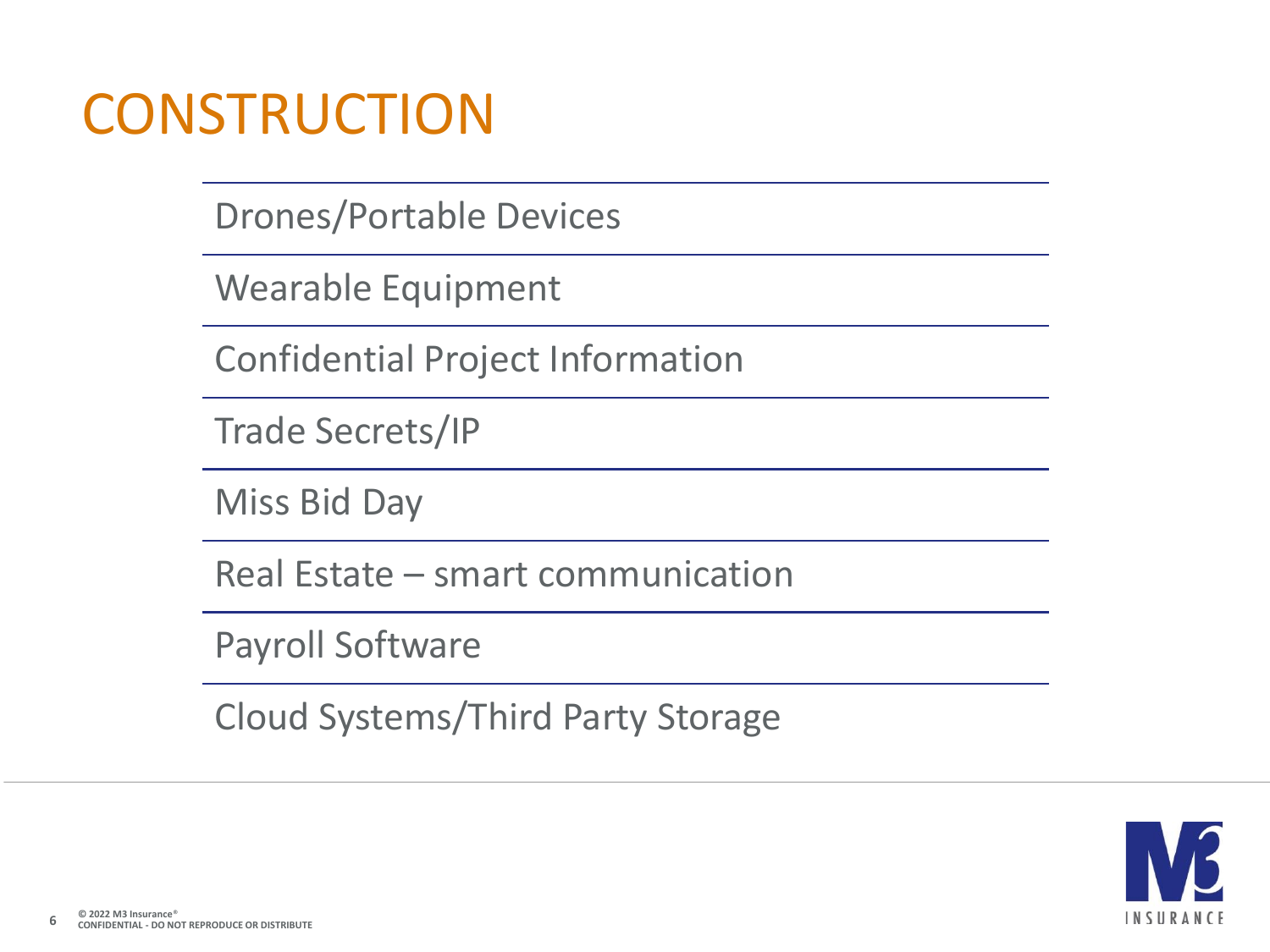# CONSTRUCTION

- Drones/Portable Devices
- Wearable Equipment
- Confidential Project Information
- Trade Secrets/IP
- Miss Bid Day
- Real Estate – smart communication
- Payroll Software
- Cloud Systems/Third Party Storage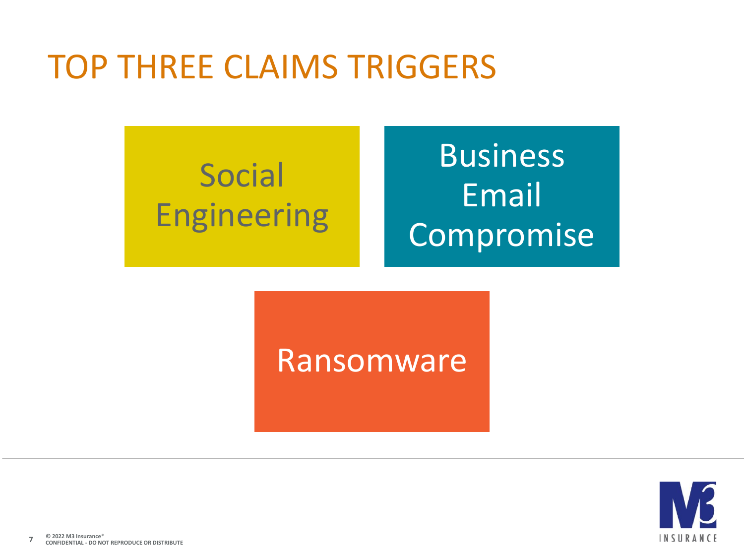# TOP THREE CLAIMS TRIGGERS

- Social Engineering
- Business Email Compromise
- Ransomware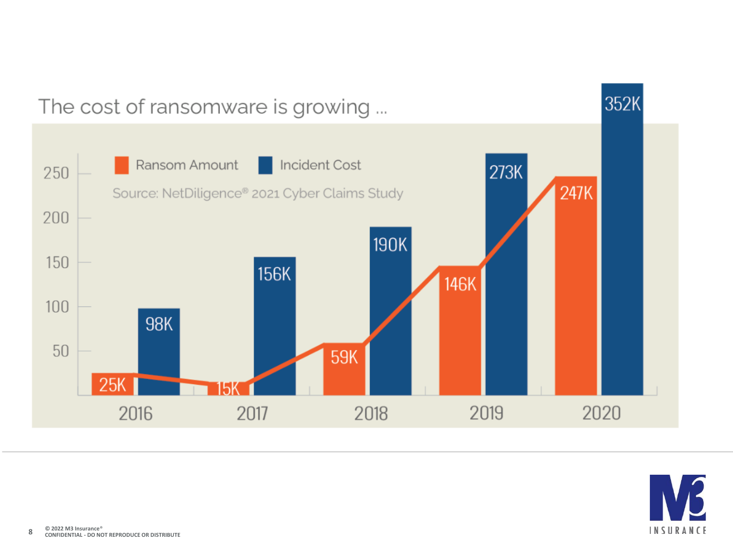# The cost of ransomware is growing ...

Source: NetDiligence® 2021 Cyber Claims Study

| Year | Ransom Amount | Incident Cost |
| --- | --- | --- |
| 2016 | 25K | 98K |
| 2017 | 15K | 156K |
| 2018 | 59K | 190K |
| 2019 | 146K | 273K |
| 2020 | 247K | 352K |

© 2022 M3 Insurance®
CONFIDENTIAL - DO NOT REPRODUCE OR DISTRIBUTE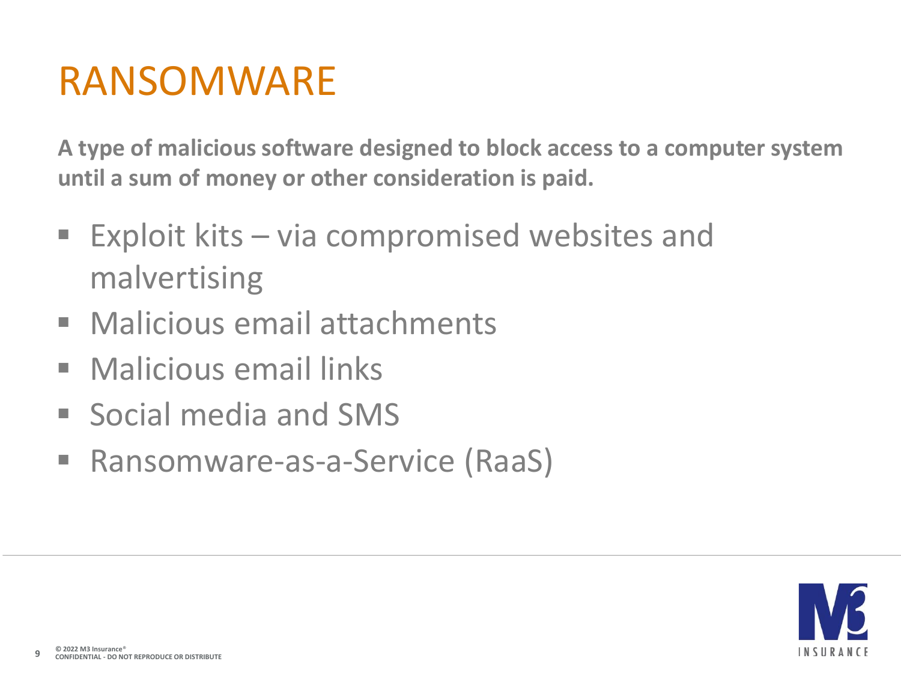# RANSOMWARE

**A type of malicious software designed to block access to a computer system until a sum of money or other consideration is paid.**

- Exploit kits – via compromised websites and malvertising
- Malicious email attachments
- Malicious email links
- Social media and SMS
- Ransomware-as-a-Service (RaaS)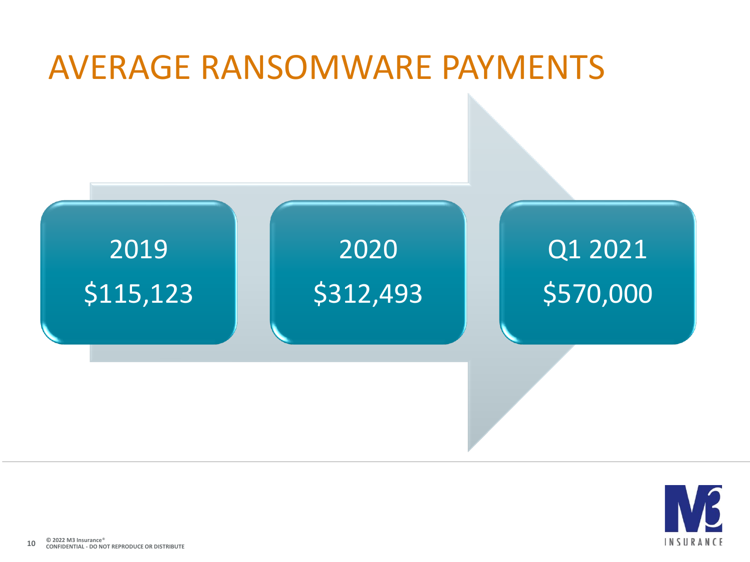# AVERAGE RANSOMWARE PAYMENTS

2019
$115,123

2020
$312,493

Q1 2021
$570,000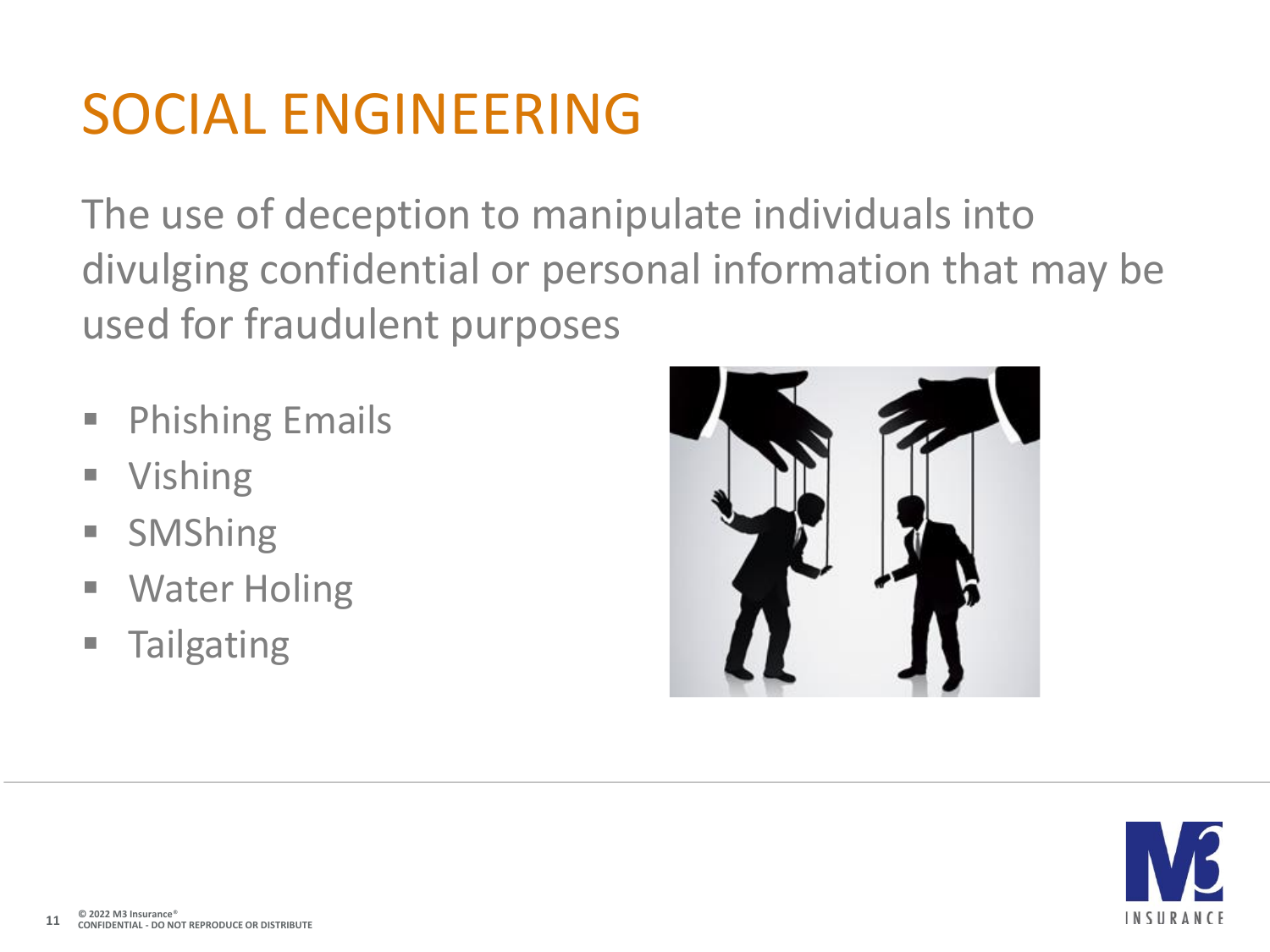# SOCIAL ENGINEERING

The use of deception to manipulate individuals into divulging confidential or personal information that may be used for fraudulent purposes

- Phishing Emails
- Vishing
- SMShing
- Water Holing
- Tailgating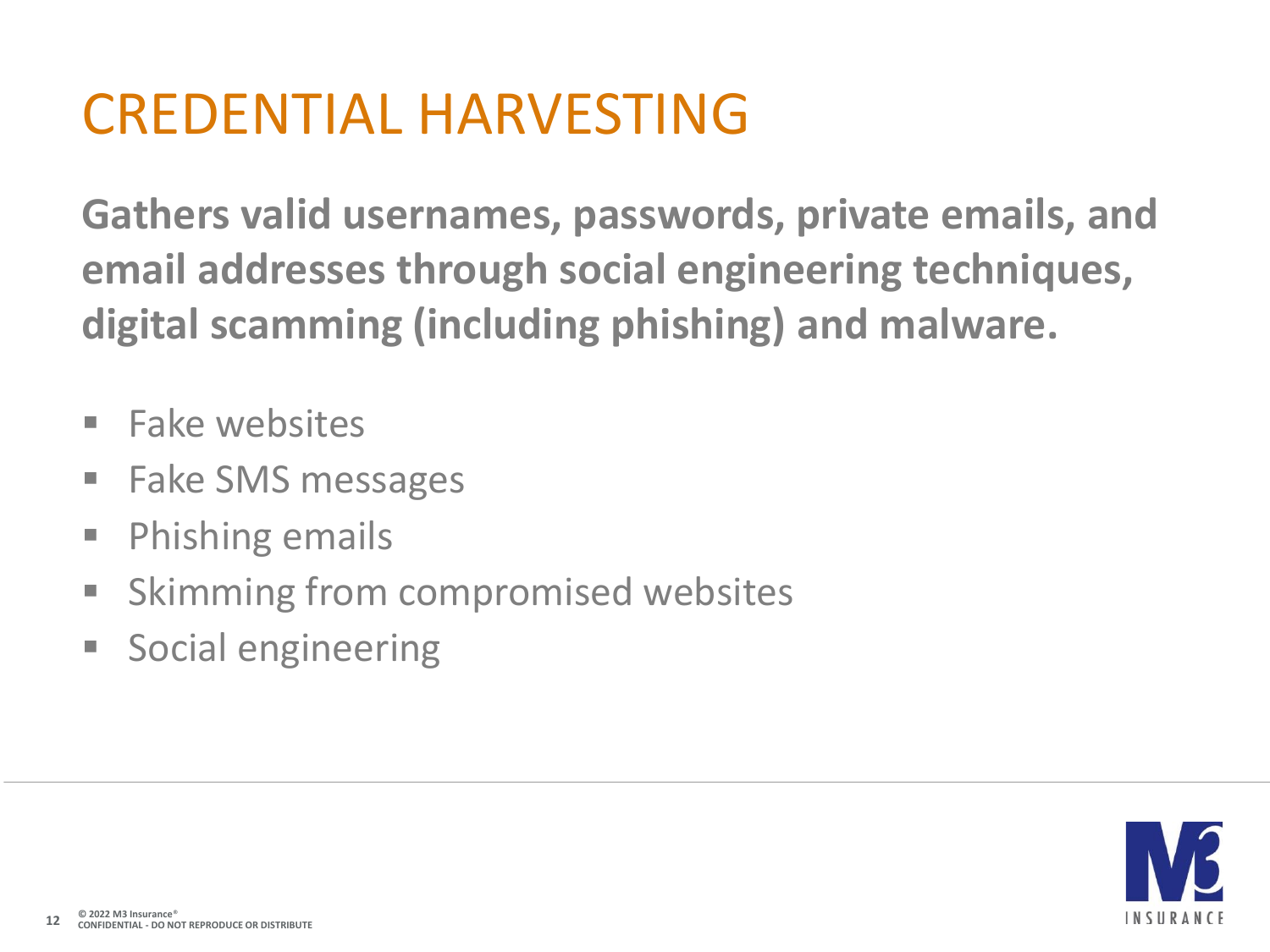# CREDENTIAL HARVESTING

**Gathers valid usernames, passwords, private emails, and email addresses through social engineering techniques, digital scamming (including phishing) and malware.**

- Fake websites
- Fake SMS messages
- Phishing emails
- Skimming from compromised websites
- Social engineering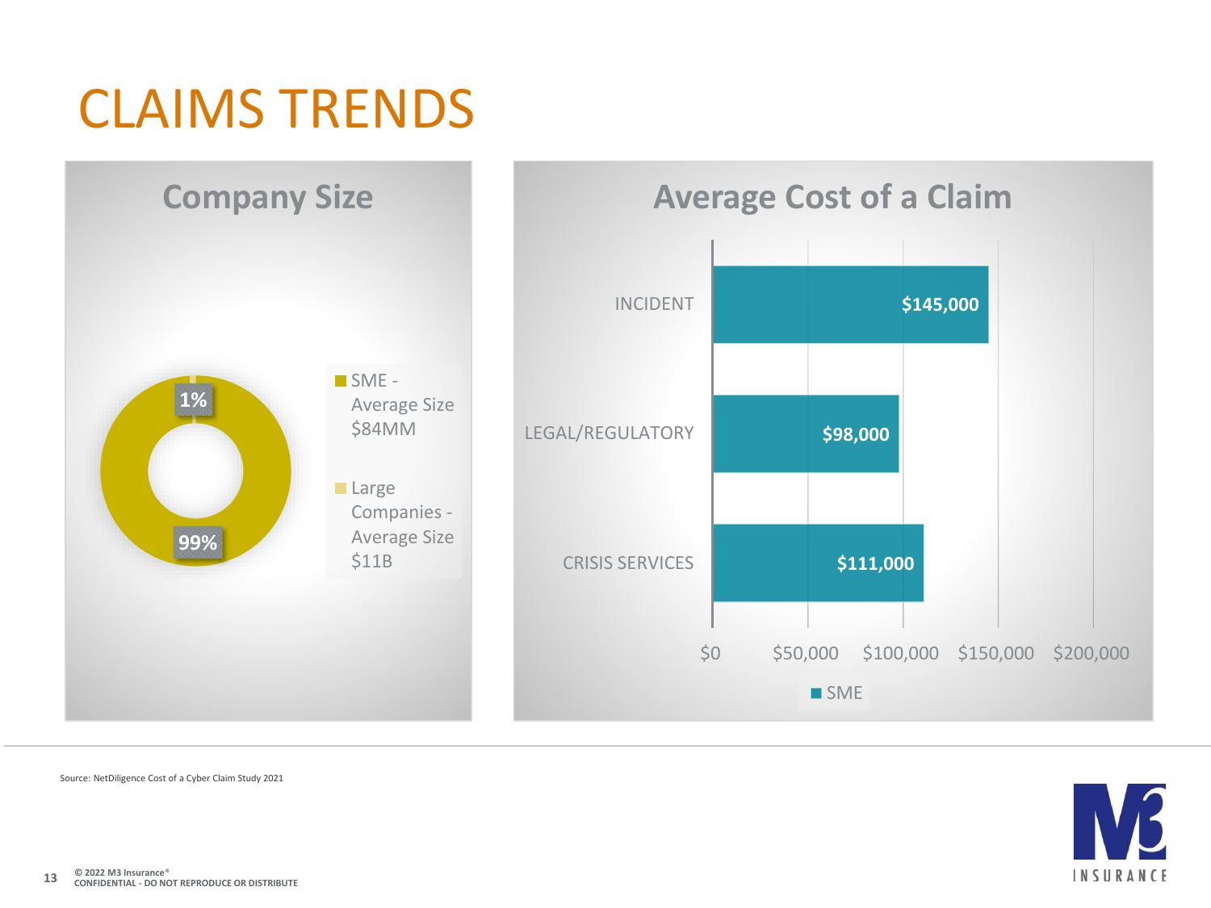# CLAIMS TRENDS

## Company Size

| Segment | Share |
| --- | --- |
| SME - Average Size $84MM | 99% |
| Large Companies - Average Size $11B | 1% |

## Average Cost of a Claim

| Category | SME |
| --- | --- |
| INCIDENT | $145,000 |
| LEGAL/REGULATORY | $98,000 |
| CRISIS SERVICES | $111,000 |

Source: NetDiligence Cost of a Cyber Claim Study 2021

© 2022 M3 Insurance®
CONFIDENTIAL - DO NOT REPRODUCE OR DISTRIBUTE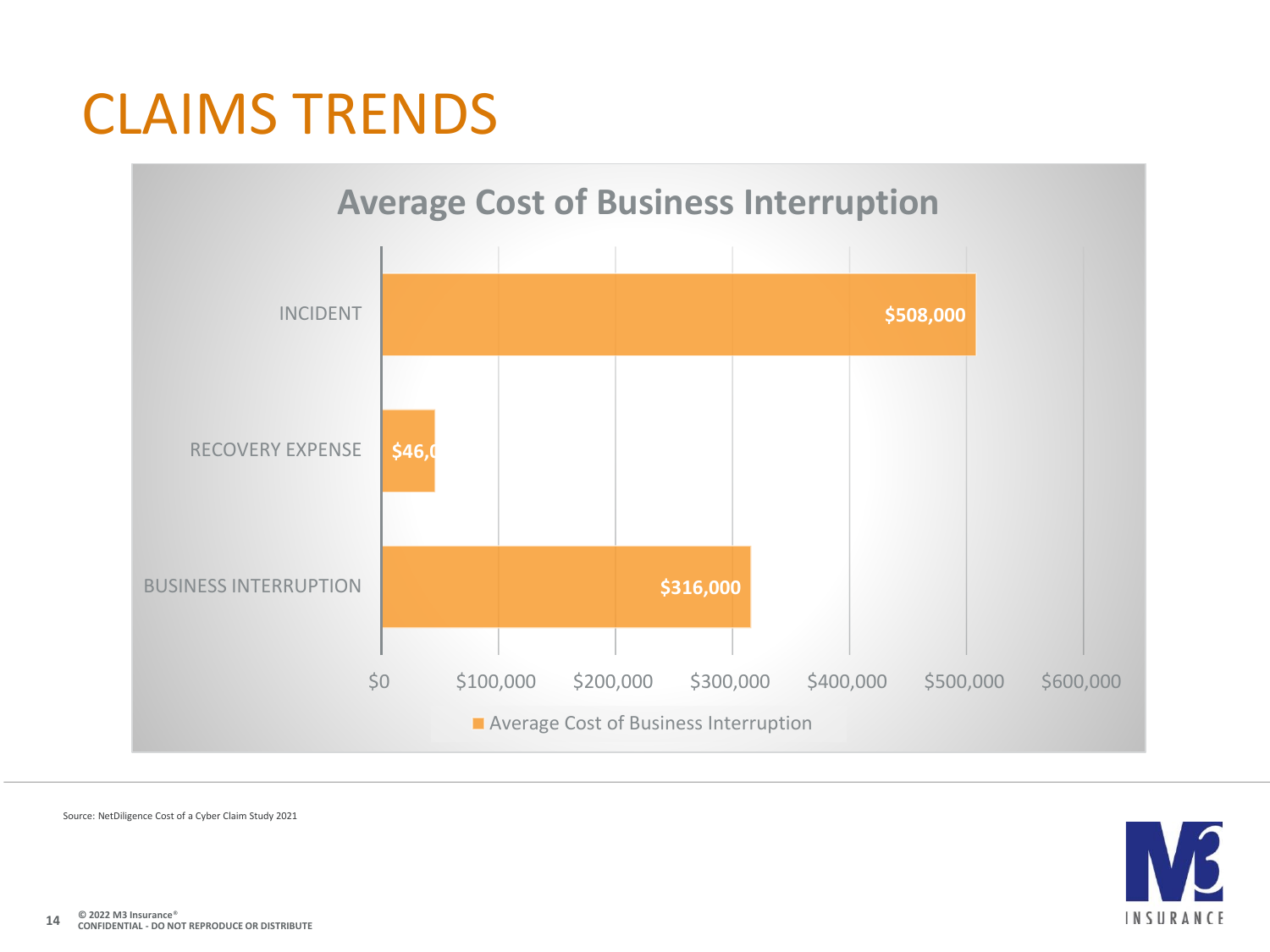# CLAIMS TRENDS

## Average Cost of Business Interruption

| Category | Average Cost of Business Interruption |
| --- | --- |
| INCIDENT | $508,000 |
| RECOVERY EXPENSE | $46,0 |
| BUSINESS INTERRUPTION | $316,000 |

Source: NetDiligence Cost of a Cyber Claim Study 2021

© 2022 M3 Insurance®
CONFIDENTIAL - DO NOT REPRODUCE OR DISTRIBUTE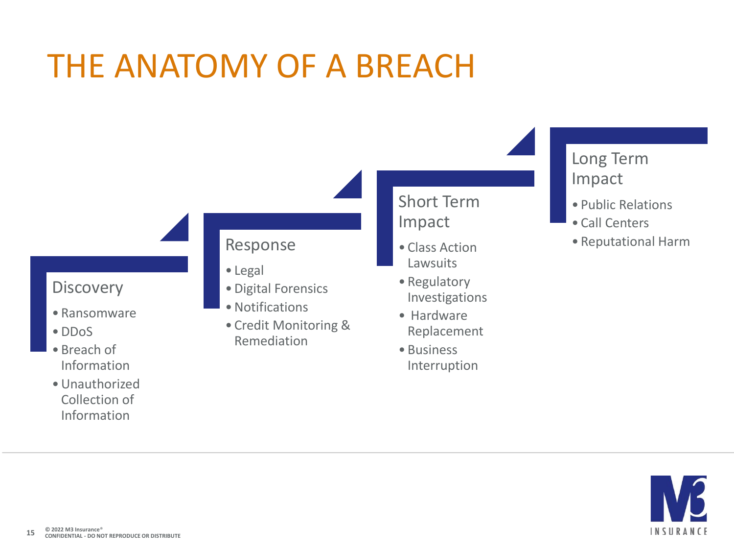# THE ANATOMY OF A BREACH

## Discovery

- Ransomware
- DDoS
- Breach of Information
- Unauthorized Collection of Information

## Response

- Legal
- Digital Forensics
- Notifications
- Credit Monitoring & Remediation

## Short Term Impact

- Class Action Lawsuits
- Regulatory Investigations
- Hardware Replacement
- Business Interruption

## Long Term Impact

- Public Relations
- Call Centers
- Reputational Harm

© 2022 M3 Insurance®
CONFIDENTIAL - DO NOT REPRODUCE OR DISTRIBUTE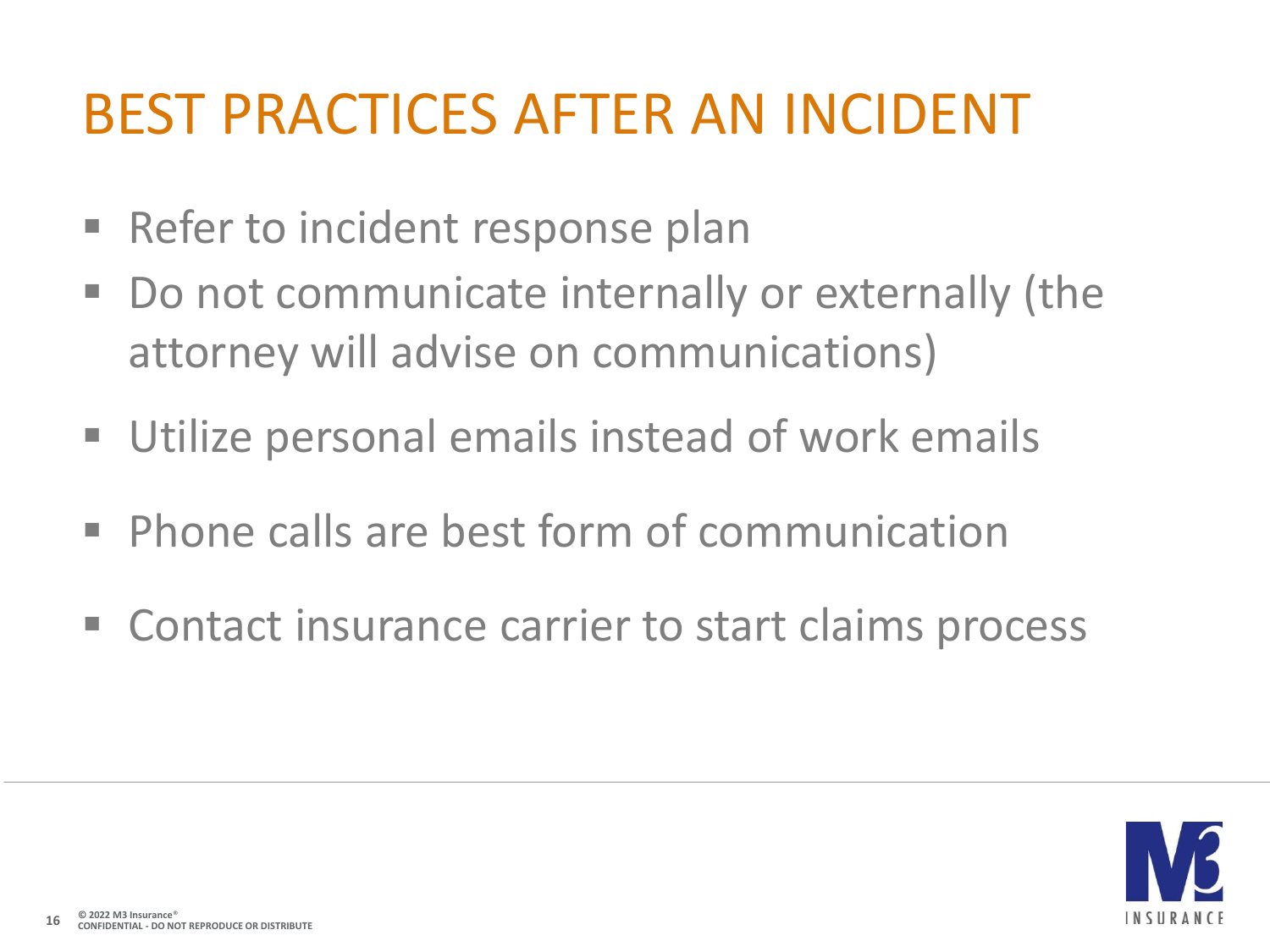# BEST PRACTICES AFTER AN INCIDENT

- Refer to incident response plan
- Do not communicate internally or externally (the attorney will advise on communications)
- Utilize personal emails instead of work emails
- Phone calls are best form of communication
- Contact insurance carrier to start claims process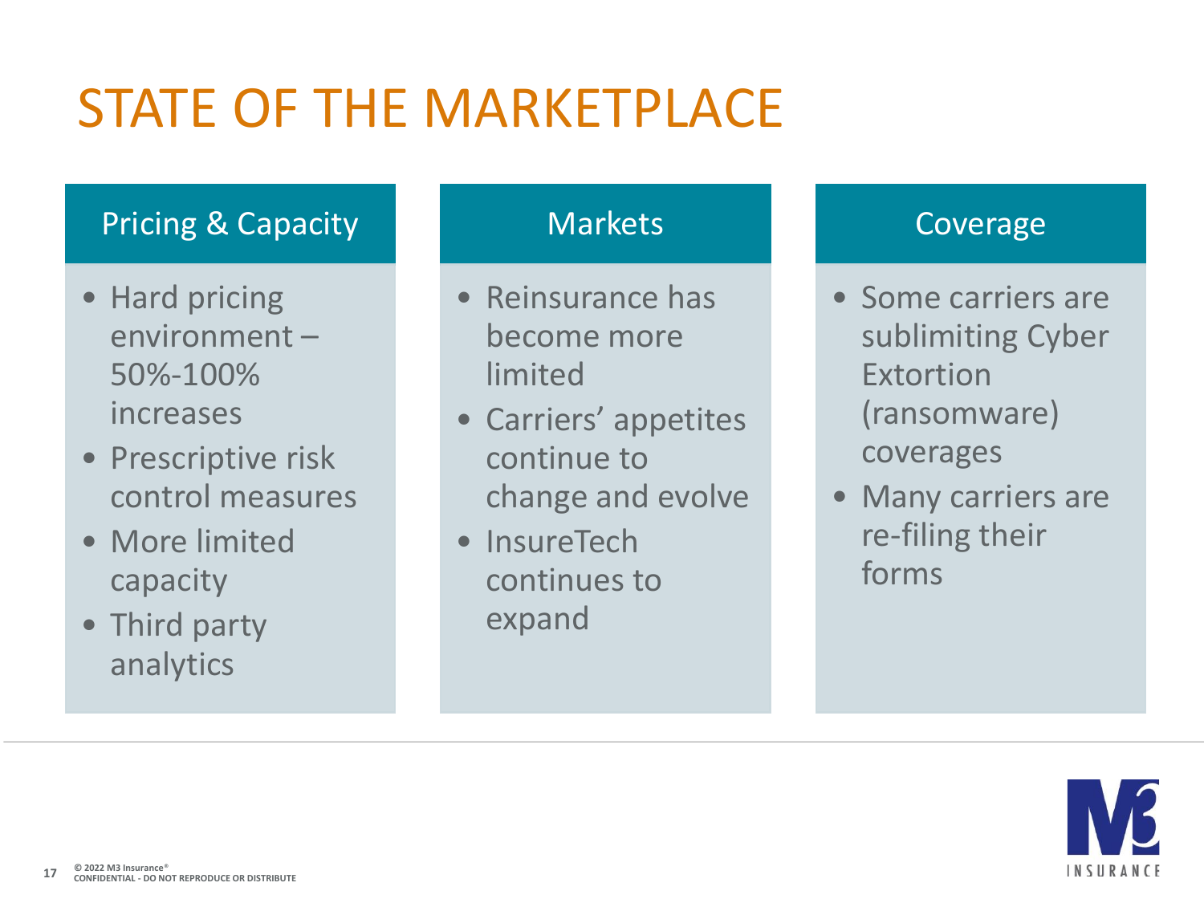# STATE OF THE MARKETPLACE

## Pricing & Capacity

- Hard pricing environment – 50%-100% increases
- Prescriptive risk control measures
- More limited capacity
- Third party analytics

## Markets

- Reinsurance has become more limited
- Carriers' appetites continue to change and evolve
- InsureTech continues to expand

## Coverage

- Some carriers are sublimiting Cyber Extortion (ransomware) coverages
- Many carriers are re-filing their forms

© 2022 M3 Insurance®
CONFIDENTIAL - DO NOT REPRODUCE OR DISTRIBUTE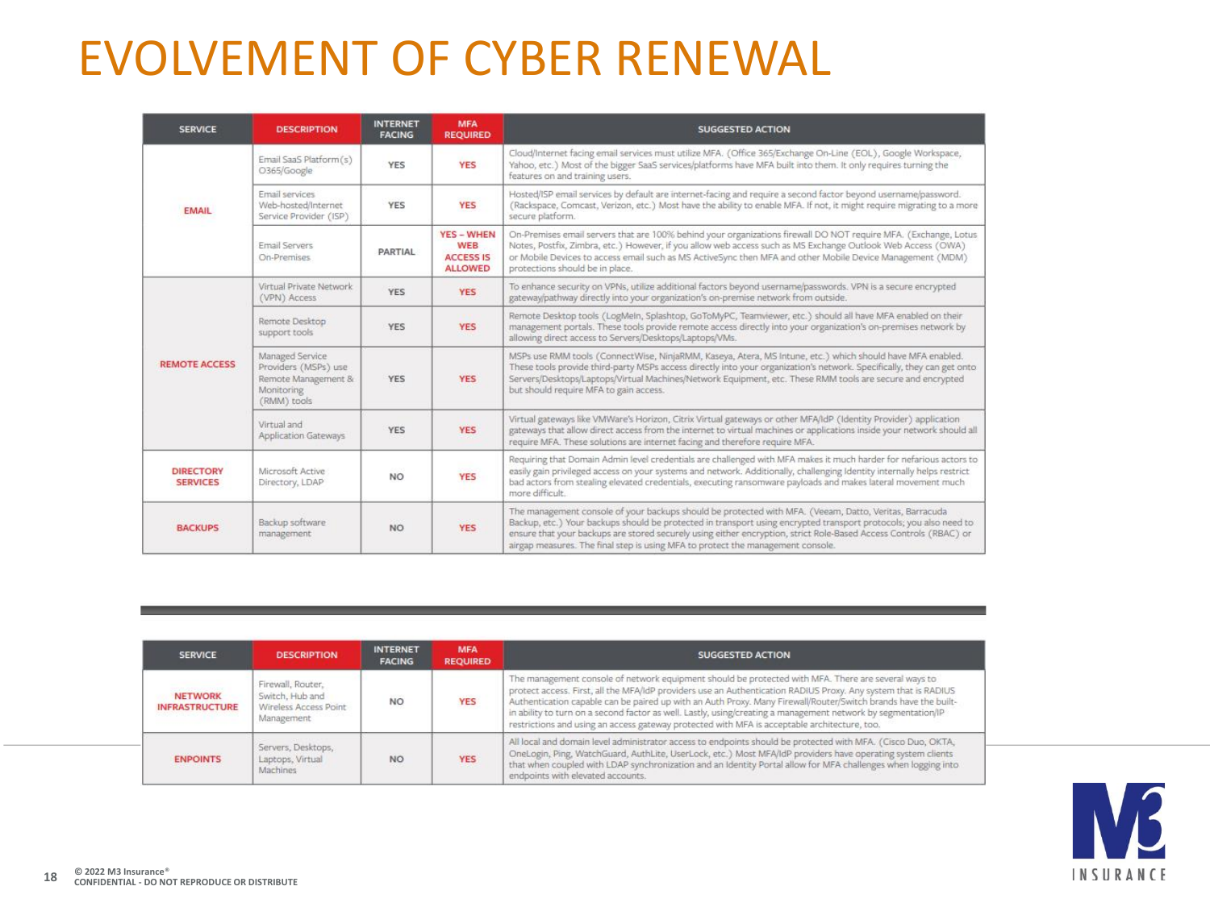# EVOLVEMENT OF CYBER RENEWAL

| SERVICE | DESCRIPTION | INTERNET FACING | MFA REQUIRED | SUGGESTED ACTION |
|---|---|---|---|---|
| EMAIL | Email SaaS Platform(s) O365/Google | YES | YES | Cloud/Internet facing email services must utilize MFA. (Office 365/Exchange On-Line (EOL), Google Workspace, Yahoo, etc.) Most of the bigger SaaS services/platforms have MFA built into them. It only requires turning the features on and training users. |
| | Email services Web-hosted/Internet Service Provider (ISP) | YES | YES | Hosted/ISP email services by default are internet-facing and require a second factor beyond username/password. (Rackspace, Comcast, Verizon, etc.) Most have the ability to enable MFA. If not, it might require migrating to a more secure platform. |
| | Email Servers On-Premises | PARTIAL | YES – WHEN WEB ACCESS IS ALLOWED | On-Premises email servers that are 100% behind your organizations firewall DO NOT require MFA. (Exchange, Lotus Notes, Postfix, Zimbra, etc.) However, if you allow web access such as MS Exchange Outlook Web Access (OWA) or Mobile Devices to access email such as MS ActiveSync then MFA and other Mobile Device Management (MDM) protections should be in place. |
| REMOTE ACCESS | Virtual Private Network (VPN) Access | YES | YES | To enhance security on VPNs, utilize additional factors beyond username/passwords. VPN is a secure encrypted gateway/pathway directly into your organization's on-premise network from outside. |
| | Remote Desktop support tools | YES | YES | Remote Desktop tools (LogMeIn, Splashtop, GoToMyPC, Teamviewer, etc.) should all have MFA enabled on their management portals. These tools provide remote access directly into your organization's on-premises network by allowing direct access to Servers/Desktops/Laptops/VMs. |
| | Managed Service Providers (MSPs) use Remote Management & Monitoring (RMM) tools | YES | YES | MSPs use RMM tools (ConnectWise, NinjaRMM, Kaseya, Atera, MS Intune, etc.) which should have MFA enabled. These tools provide third-party MSPs access directly into your organization's network. Specifically, they can get onto Servers/Desktops/Laptops/Virtual Machines/Network Equipment, etc. These RMM tools are secure and encrypted but should require MFA to gain access. |
| | Virtual and Application Gateways | YES | YES | Virtual gateways like VMWare's Horizon, Citrix Virtual gateways or other MFA/IdP (Identity Provider) application gateways that allow direct access from the internet to virtual machines or applications inside your network should all require MFA. These solutions are internet facing and therefore require MFA. |
| DIRECTORY SERVICES | Microsoft Active Directory, LDAP | NO | YES | Requiring that Domain Admin level credentials are challenged with MFA makes it much harder for nefarious actors to easily gain privileged access on your systems and network. Additionally, challenging Identity internally helps restrict bad actors from stealing elevated credentials, executing ransomware payloads and makes lateral movement much more difficult. |
| BACKUPS | Backup software management | NO | YES | The management console of your backups should be protected with MFA. (Veeam, Datto, Veritas, Barracuda Backup, etc.) Your backups should be protected in transport using encrypted transport protocols; you also need to ensure that your backups are stored securely using either encryption, strict Role-Based Access Controls (RBAC) or airgap measures. The final step is using MFA to protect the management console. |
| NETWORK INFRASTRUCTURE | Firewall, Router, Switch, Hub and Wireless Access Point Management | NO | YES | The management console of network equipment should be protected with MFA. There are several ways to protect access. First, all the MFA/IdP providers use an Authentication RADIUS Proxy. Any system that is RADIUS Authentication capable can be paired up with an Auth Proxy. Many Firewall/Router/Switch brands have the built-in ability to turn on a second factor as well. Lastly, using/creating a management network by segmentation/IP restrictions and using an access gateway protected with MFA is acceptable architecture, too. |
| ENPOINTS | Servers, Desktops, Laptops, Virtual Machines | NO | YES | All local and domain level administrator access to endpoints should be protected with MFA. (Cisco Duo, OKTA, OneLogin, Ping, WatchGuard, AuthLite, UserLock, etc.) Most MFA/IdP providers have operating system clients that when coupled with LDAP synchronization and an Identity Portal allow for MFA challenges when logging into endpoints with elevated accounts. |

© 2022 M3 Insurance®
CONFIDENTIAL - DO NOT REPRODUCE OR DISTRIBUTE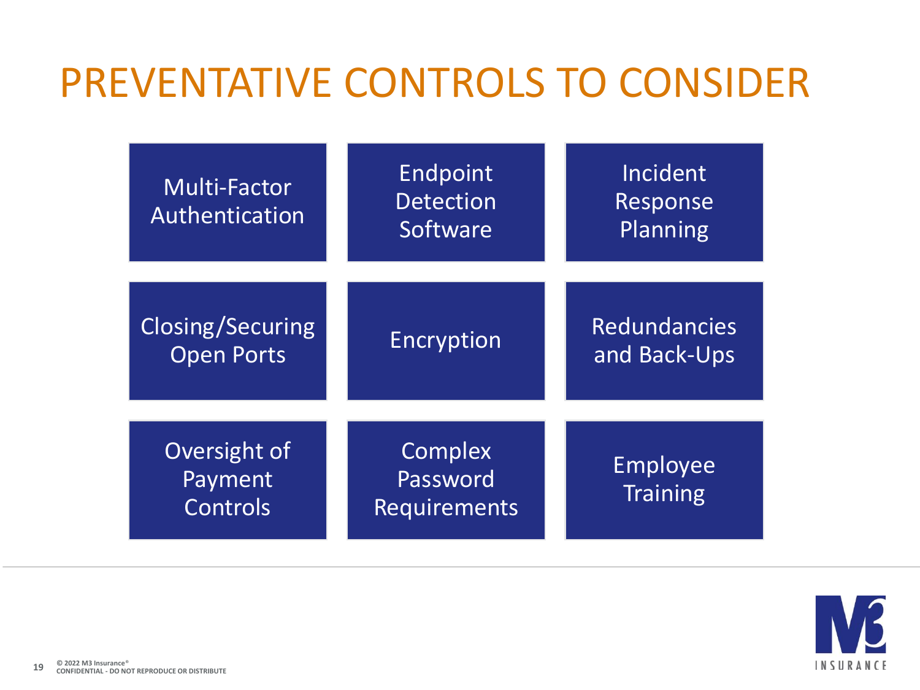# PREVENTATIVE CONTROLS TO CONSIDER

- Multi-Factor Authentication
- Endpoint Detection Software
- Incident Response Planning
- Closing/Securing Open Ports
- Encryption
- Redundancies and Back-Ups
- Oversight of Payment Controls
- Complex Password Requirements
- Employee Training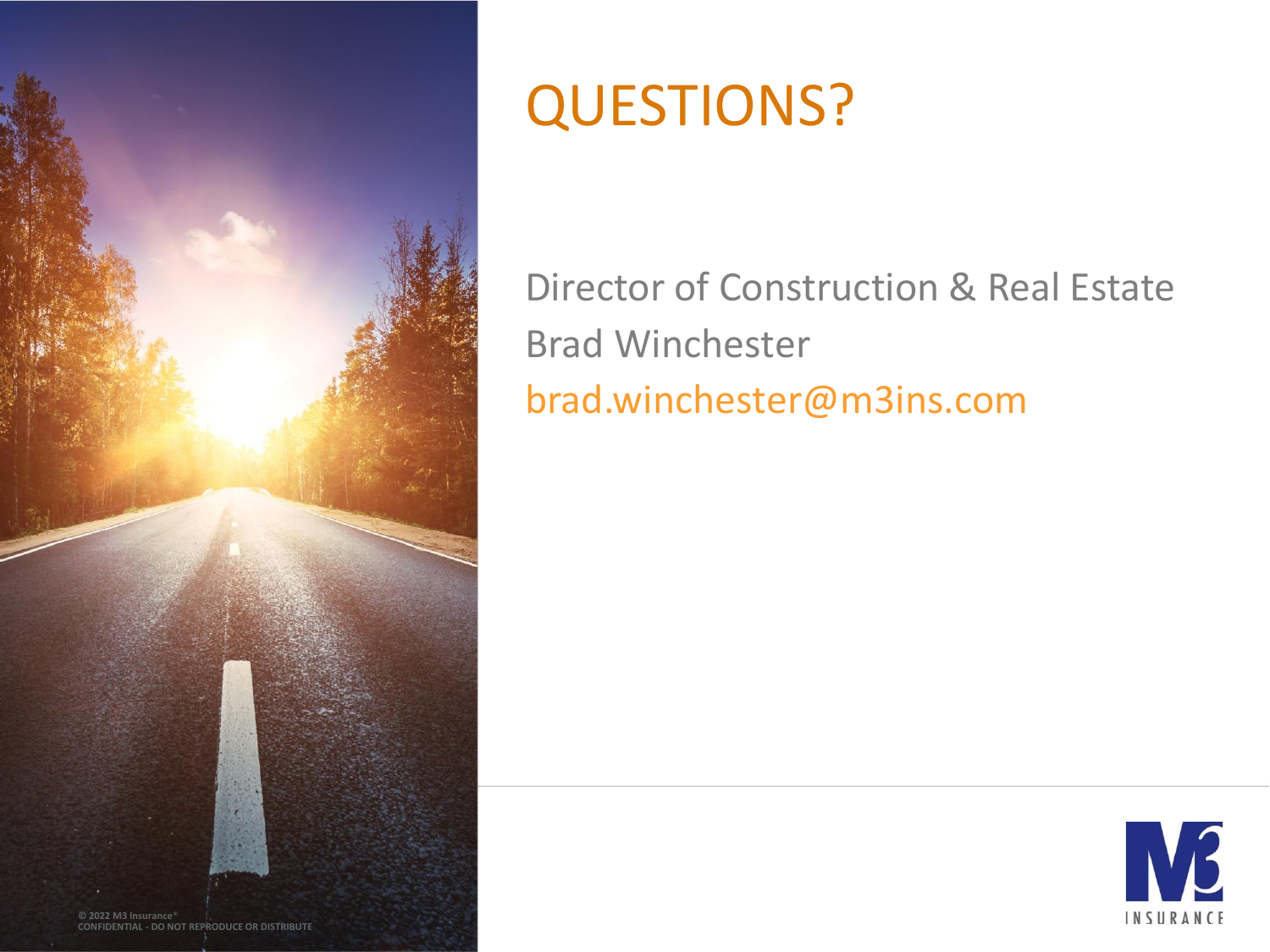# QUESTIONS?

Director of Construction & Real Estate

Brad Winchester

brad.winchester@m3ins.com

© 2022 M3 Insurance®
CONFIDENTIAL - DO NOT REPRODUCE OR DISTRIBUTE